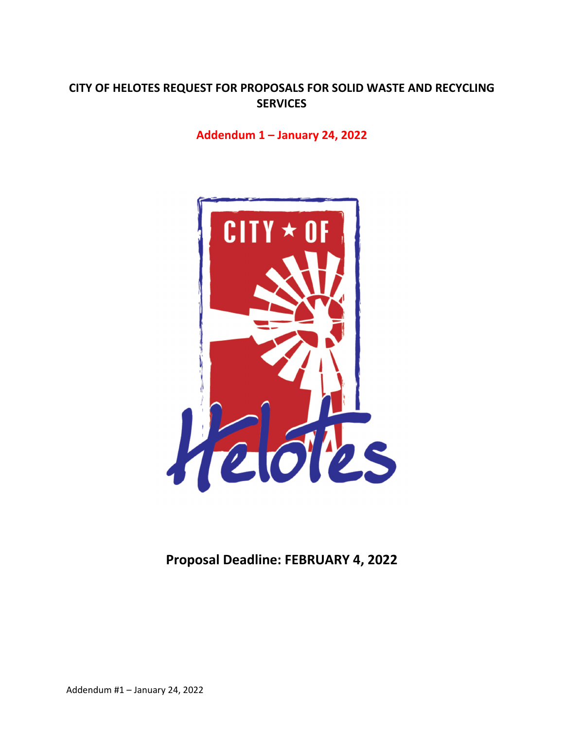# CITY OF HELOTES REQUEST FOR PROPOSALS FOR SOLID WASTE AND RECYCLING SERVICES

**Addendum 1 – January 24, 2022**

**Proposal Deadline: FEBRUARY 4, 2022**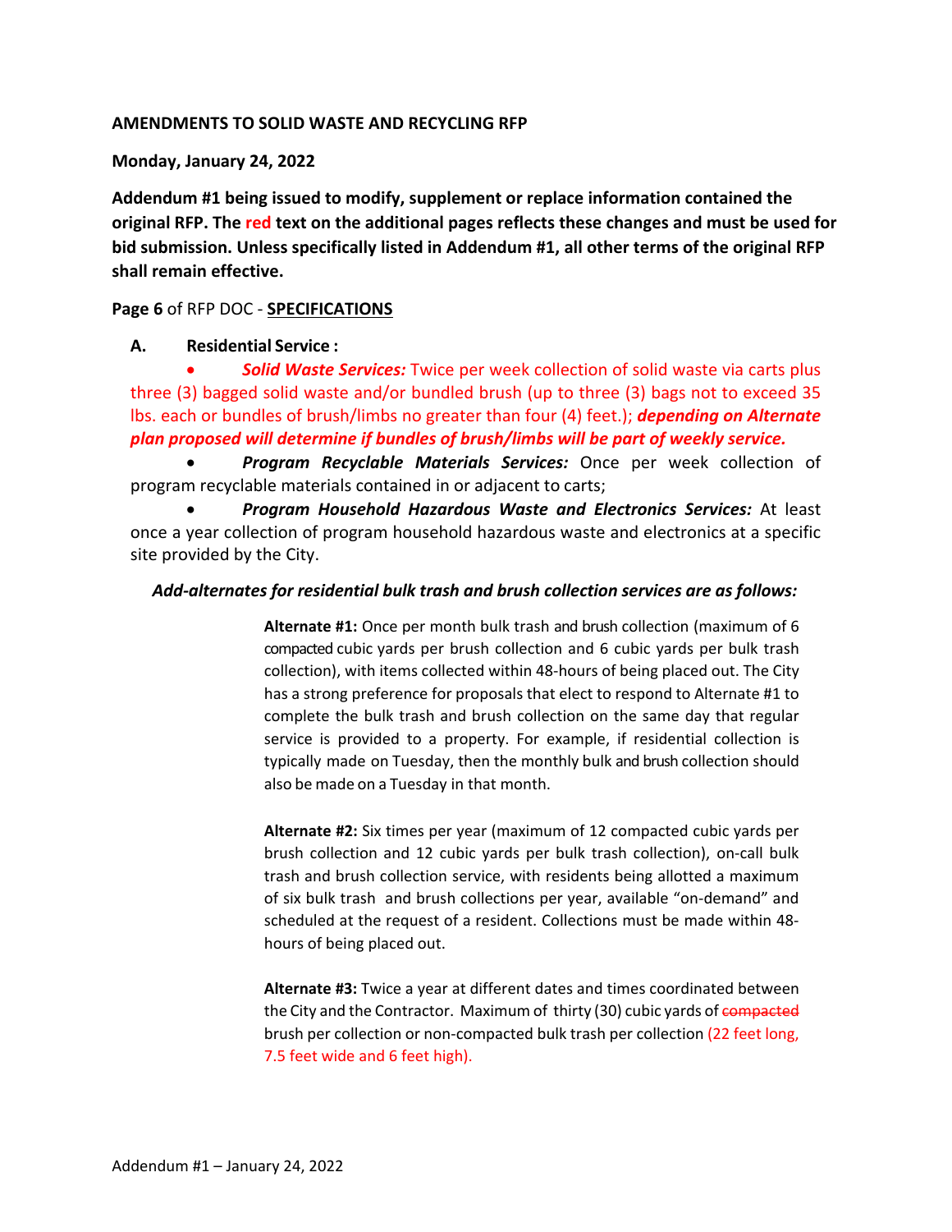**AMENDMENTS TO SOLID WASTE AND RECYCLING RFP**

**Monday, January 24, 2022**

**Addendum #1 being issued to modify, supplement or replace information contained the original RFP. The red text on the additional pages reflects these changes and must be used for bid submission. Unless specifically listed in Addendum #1, all other terms of the original RFP shall remain effective.**

**Page 6** of RFP DOC - **SPECIFICATIONS**

**A. Residential Service :**

- ***Solid Waste Services:*** Twice per week collection of solid waste via carts plus three (3) bagged solid waste and/or bundled brush (up to three (3) bags not to exceed 35 lbs. each or bundles of brush/limbs no greater than four (4) feet.); ***depending on Alternate plan proposed will determine if bundles of brush/limbs will be part of weekly service.***
- ***Program Recyclable Materials Services:*** Once per week collection of program recyclable materials contained in or adjacent to carts;
- ***Program Household Hazardous Waste and Electronics Services:*** At least once a year collection of program household hazardous waste and electronics at a specific site provided by the City.

***Add-alternates for residential bulk trash and brush collection services are as follows:***

**Alternate #1:** Once per month bulk trash and brush collection (maximum of 6 compacted cubic yards per brush collection and 6 cubic yards per bulk trash collection), with items collected within 48-hours of being placed out. The City has a strong preference for proposals that elect to respond to Alternate #1 to complete the bulk trash and brush collection on the same day that regular service is provided to a property. For example, if residential collection is typically made on Tuesday, then the monthly bulk and brush collection should also be made on a Tuesday in that month.

**Alternate #2:** Six times per year (maximum of 12 compacted cubic yards per brush collection and 12 cubic yards per bulk trash collection), on-call bulk trash and brush collection service, with residents being allotted a maximum of six bulk trash and brush collections per year, available "on-demand" and scheduled at the request of a resident. Collections must be made within 48-hours of being placed out.

**Alternate #3:** Twice a year at different dates and times coordinated between the City and the Contractor. Maximum of thirty (30) cubic yards of ~~compacted~~ brush per collection or non-compacted bulk trash per collection (22 feet long, 7.5 feet wide and 6 feet high).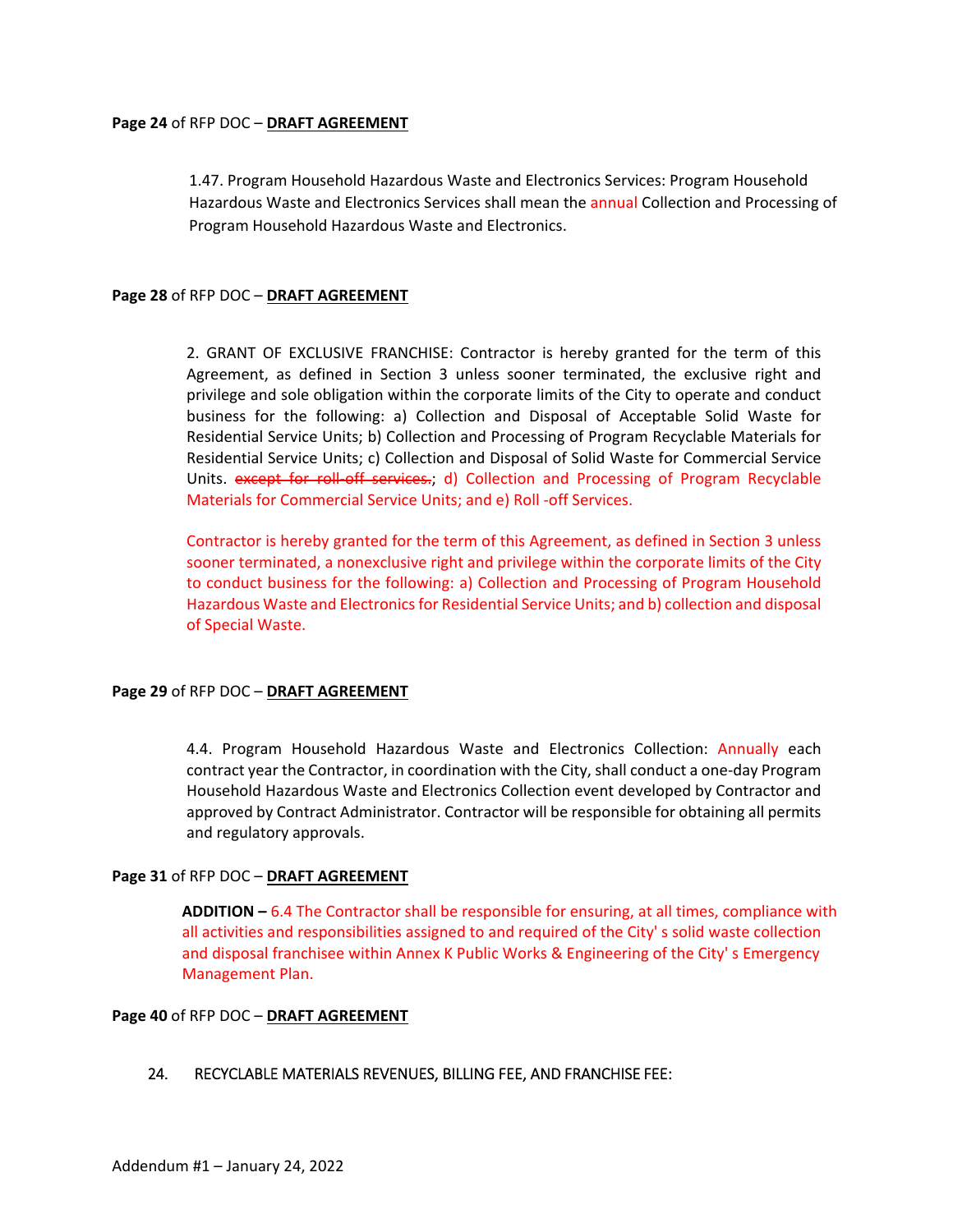**Page 24** of RFP DOC – **DRAFT AGREEMENT**

1.47. Program Household Hazardous Waste and Electronics Services: Program Household Hazardous Waste and Electronics Services shall mean the annual Collection and Processing of Program Household Hazardous Waste and Electronics.

**Page 28** of RFP DOC – **DRAFT AGREEMENT**

2. GRANT OF EXCLUSIVE FRANCHISE: Contractor is hereby granted for the term of this Agreement, as defined in Section 3 unless sooner terminated, the exclusive right and privilege and sole obligation within the corporate limits of the City to operate and conduct business for the following: a) Collection and Disposal of Acceptable Solid Waste for Residential Service Units; b) Collection and Processing of Program Recyclable Materials for Residential Service Units; c) Collection and Disposal of Solid Waste for Commercial Service Units. ~~except for roll-off services.~~; d) Collection and Processing of Program Recyclable Materials for Commercial Service Units; and e) Roll -off Services.

Contractor is hereby granted for the term of this Agreement, as defined in Section 3 unless sooner terminated, a nonexclusive right and privilege within the corporate limits of the City to conduct business for the following: a) Collection and Processing of Program Household Hazardous Waste and Electronics for Residential Service Units; and b) collection and disposal of Special Waste.

**Page 29** of RFP DOC – **DRAFT AGREEMENT**

4.4. Program Household Hazardous Waste and Electronics Collection: Annually each contract year the Contractor, in coordination with the City, shall conduct a one-day Program Household Hazardous Waste and Electronics Collection event developed by Contractor and approved by Contract Administrator. Contractor will be responsible for obtaining all permits and regulatory approvals.

**Page 31** of RFP DOC – **DRAFT AGREEMENT**

**ADDITION –** 6.4 The Contractor shall be responsible for ensuring, at all times, compliance with all activities and responsibilities assigned to and required of the City' s solid waste collection and disposal franchisee within Annex K Public Works & Engineering of the City' s Emergency Management Plan.

**Page 40** of RFP DOC – **DRAFT AGREEMENT**

24. RECYCLABLE MATERIALS REVENUES, BILLING FEE, AND FRANCHISE FEE:

Addendum #1 – January 24, 2022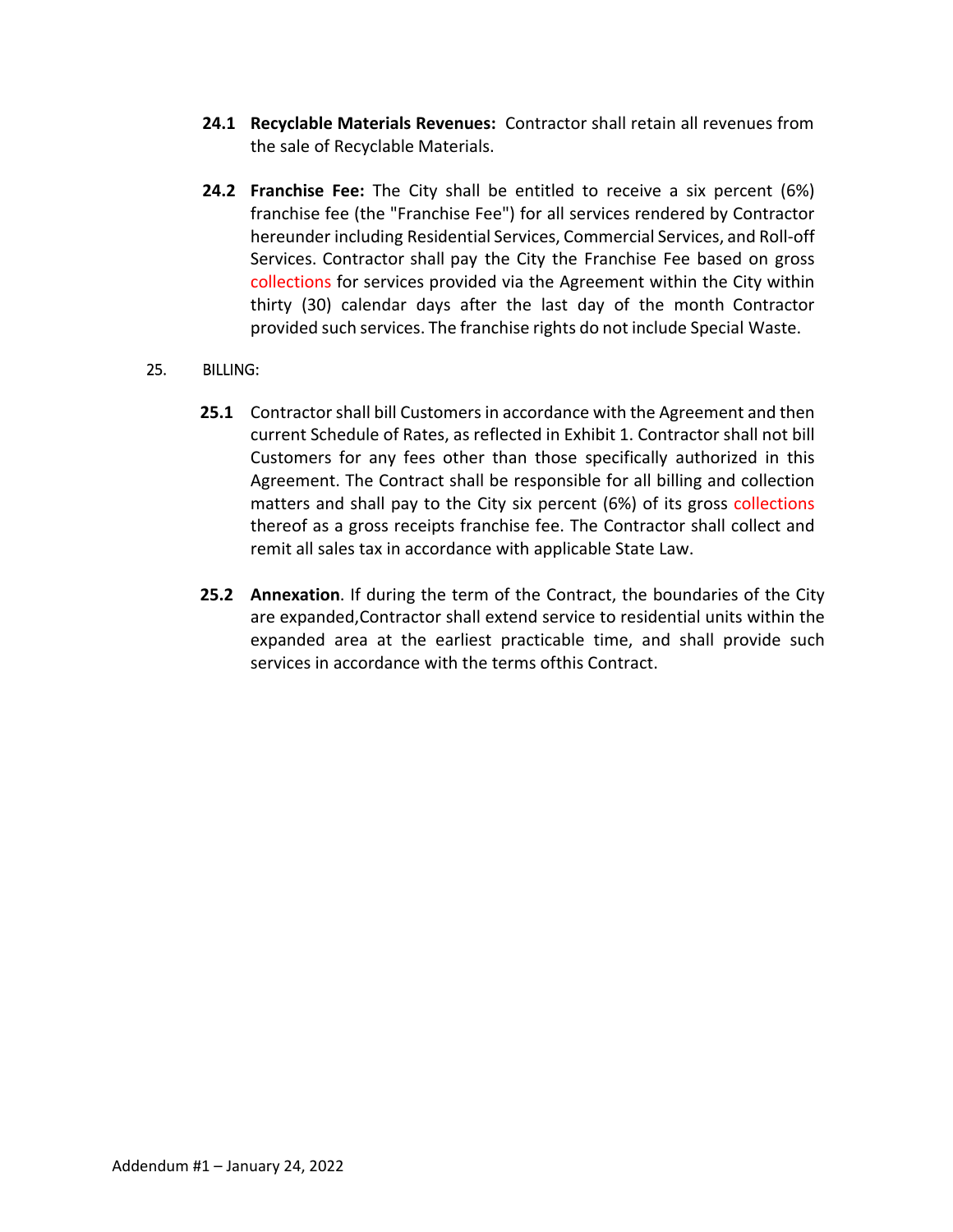**24.1 Recyclable Materials Revenues:** Contractor shall retain all revenues from the sale of Recyclable Materials.

**24.2 Franchise Fee:** The City shall be entitled to receive a six percent (6%) franchise fee (the "Franchise Fee") for all services rendered by Contractor hereunder including Residential Services, Commercial Services, and Roll-off Services. Contractor shall pay the City the Franchise Fee based on gross collections for services provided via the Agreement within the City within thirty (30) calendar days after the last day of the month Contractor provided such services. The franchise rights do not include Special Waste.

25. BILLING:

**25.1** Contractor shall bill Customers in accordance with the Agreement and then current Schedule of Rates, as reflected in Exhibit 1. Contractor shall not bill Customers for any fees other than those specifically authorized in this Agreement. The Contract shall be responsible for all billing and collection matters and shall pay to the City six percent (6%) of its gross collections thereof as a gross receipts franchise fee. The Contractor shall collect and remit all sales tax in accordance with applicable State Law.

**25.2 Annexation**. If during the term of the Contract, the boundaries of the City are expanded,Contractor shall extend service to residential units within the expanded area at the earliest practicable time, and shall provide such services in accordance with the terms ofthis Contract.